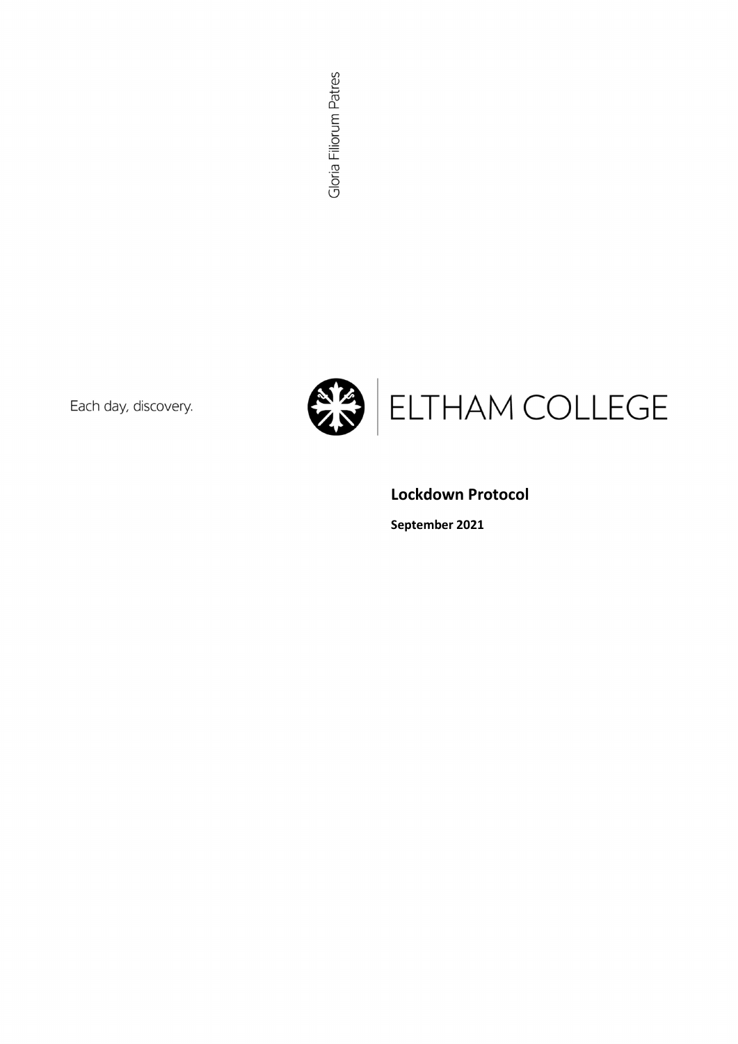Gloria Filiorum Patres

Each day, discovery.

ELTHAM COLLEGE

# Lockdown Protocol

**September 2021**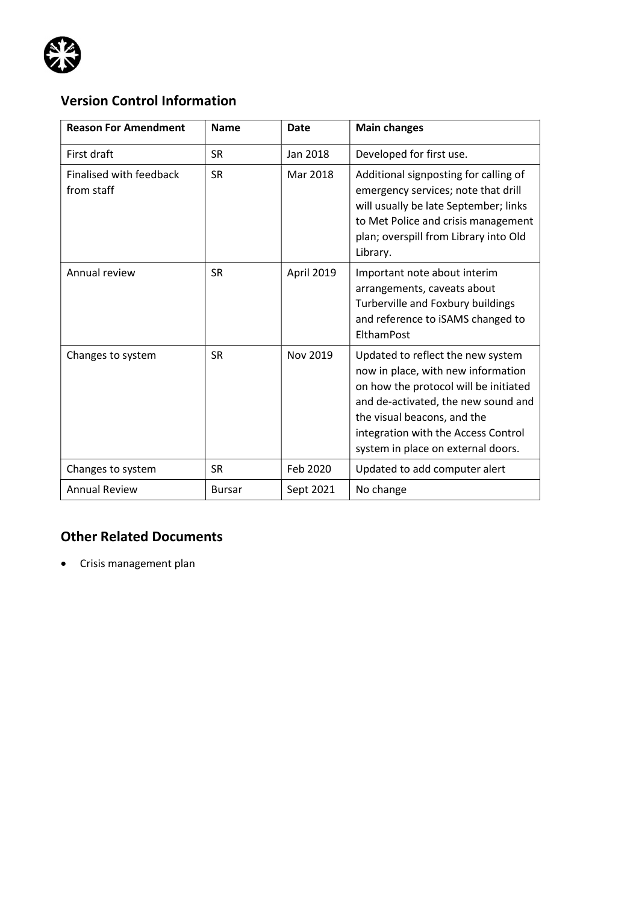## Version Control Information

| Reason For Amendment | Name | Date | Main changes |
| --- | --- | --- | --- |
| First draft | SR | Jan 2018 | Developed for first use. |
| Finalised with feedback from staff | SR | Mar 2018 | Additional signposting for calling of emergency services; note that drill will usually be late September; links to Met Police and crisis management plan; overspill from Library into Old Library. |
| Annual review | SR | April 2019 | Important note about interim arrangements, caveats about Turberville and Foxbury buildings and reference to iSAMS changed to ElthamPost |
| Changes to system | SR | Nov 2019 | Updated to reflect the new system now in place, with new information on how the protocol will be initiated and de-activated, the new sound and the visual beacons, and the integration with the Access Control system in place on external doors. |
| Changes to system | SR | Feb 2020 | Updated to add computer alert |
| Annual Review | Bursar | Sept 2021 | No change |

## Other Related Documents

- Crisis management plan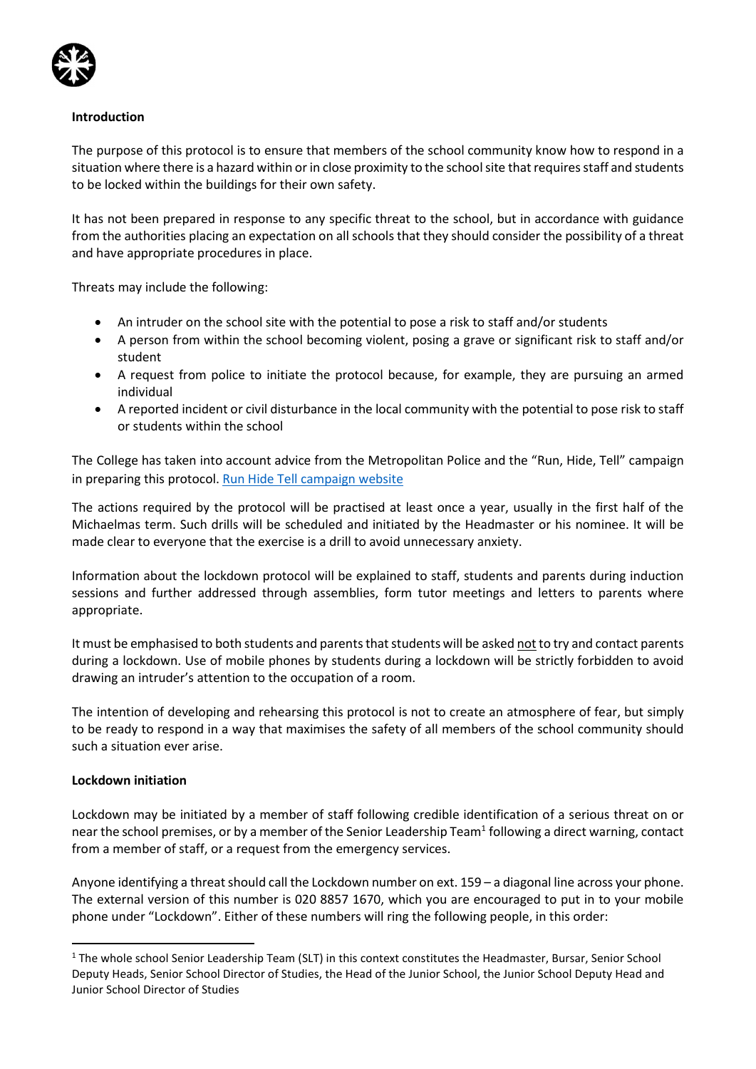**Introduction**

The purpose of this protocol is to ensure that members of the school community know how to respond in a situation where there is a hazard within or in close proximity to the school site that requires staff and students to be locked within the buildings for their own safety.

It has not been prepared in response to any specific threat to the school, but in accordance with guidance from the authorities placing an expectation on all schools that they should consider the possibility of a threat and have appropriate procedures in place.

Threats may include the following:

- An intruder on the school site with the potential to pose a risk to staff and/or students
- A person from within the school becoming violent, posing a grave or significant risk to staff and/or student
- A request from police to initiate the protocol because, for example, they are pursuing an armed individual
- A reported incident or civil disturbance in the local community with the potential to pose risk to staff or students within the school

The College has taken into account advice from the Metropolitan Police and the "Run, Hide, Tell" campaign in preparing this protocol. [Run Hide Tell campaign website]

The actions required by the protocol will be practised at least once a year, usually in the first half of the Michaelmas term. Such drills will be scheduled and initiated by the Headmaster or his nominee. It will be made clear to everyone that the exercise is a drill to avoid unnecessary anxiety.

Information about the lockdown protocol will be explained to staff, students and parents during induction sessions and further addressed through assemblies, form tutor meetings and letters to parents where appropriate.

It must be emphasised to both students and parents that students will be asked not to try and contact parents during a lockdown. Use of mobile phones by students during a lockdown will be strictly forbidden to avoid drawing an intruder's attention to the occupation of a room.

The intention of developing and rehearsing this protocol is not to create an atmosphere of fear, but simply to be ready to respond in a way that maximises the safety of all members of the school community should such a situation ever arise.

**Lockdown initiation**

Lockdown may be initiated by a member of staff following credible identification of a serious threat on or near the school premises, or by a member of the Senior Leadership Team[1] following a direct warning, contact from a member of staff, or a request from the emergency services.

Anyone identifying a threat should call the Lockdown number on ext. 159 – a diagonal line across your phone. The external version of this number is 020 8857 1670, which you are encouraged to put in to your mobile phone under "Lockdown". Either of these numbers will ring the following people, in this order:

---

[1] The whole school Senior Leadership Team (SLT) in this context constitutes the Headmaster, Bursar, Senior School Deputy Heads, Senior School Director of Studies, the Head of the Junior School, the Junior School Deputy Head and Junior School Director of Studies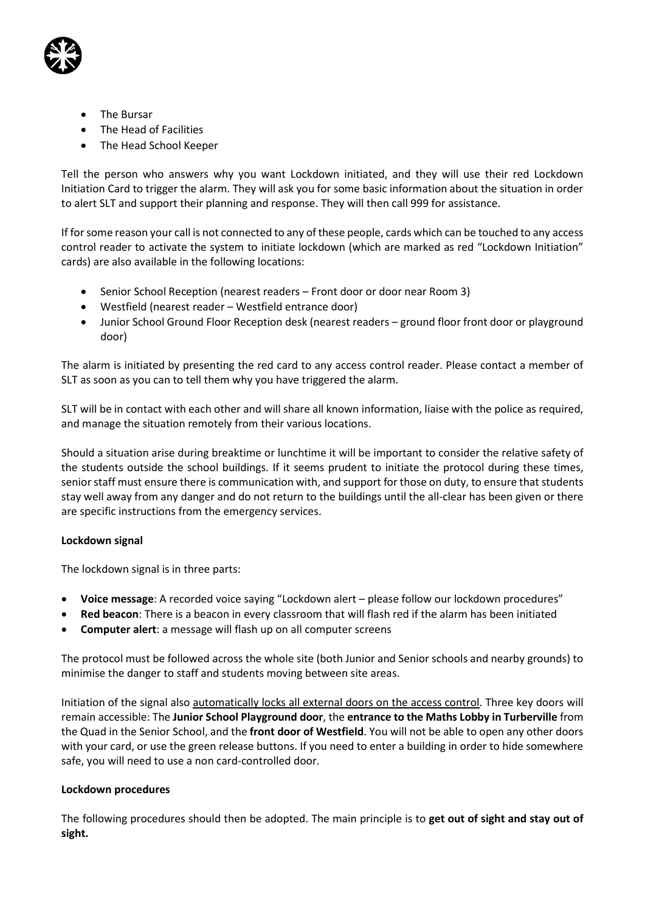- The Bursar
- The Head of Facilities
- The Head School Keeper

Tell the person who answers why you want Lockdown initiated, and they will use their red Lockdown Initiation Card to trigger the alarm. They will ask you for some basic information about the situation in order to alert SLT and support their planning and response. They will then call 999 for assistance.

If for some reason your call is not connected to any of these people, cards which can be touched to any access control reader to activate the system to initiate lockdown (which are marked as red "Lockdown Initiation" cards) are also available in the following locations:

- Senior School Reception (nearest readers – Front door or door near Room 3)
- Westfield (nearest reader – Westfield entrance door)
- Junior School Ground Floor Reception desk (nearest readers – ground floor front door or playground door)

The alarm is initiated by presenting the red card to any access control reader. Please contact a member of SLT as soon as you can to tell them why you have triggered the alarm.

SLT will be in contact with each other and will share all known information, liaise with the police as required, and manage the situation remotely from their various locations.

Should a situation arise during breaktime or lunchtime it will be important to consider the relative safety of the students outside the school buildings. If it seems prudent to initiate the protocol during these times, senior staff must ensure there is communication with, and support for those on duty, to ensure that students stay well away from any danger and do not return to the buildings until the all-clear has been given or there are specific instructions from the emergency services.

**Lockdown signal**

The lockdown signal is in three parts:

- **Voice message**: A recorded voice saying "Lockdown alert – please follow our lockdown procedures"
- **Red beacon**: There is a beacon in every classroom that will flash red if the alarm has been initiated
- **Computer alert**: a message will flash up on all computer screens

The protocol must be followed across the whole site (both Junior and Senior schools and nearby grounds) to minimise the danger to staff and students moving between site areas.

Initiation of the signal also <u>automatically locks all external doors on the access control</u>. Three key doors will remain accessible: The **Junior School Playground door**, the **entrance to the Maths Lobby in Turberville** from the Quad in the Senior School, and the **front door of Westfield**. You will not be able to open any other doors with your card, or use the green release buttons. If you need to enter a building in order to hide somewhere safe, you will need to use a non card-controlled door.

**Lockdown procedures**

The following procedures should then be adopted. The main principle is to **get out of sight and stay out of sight.**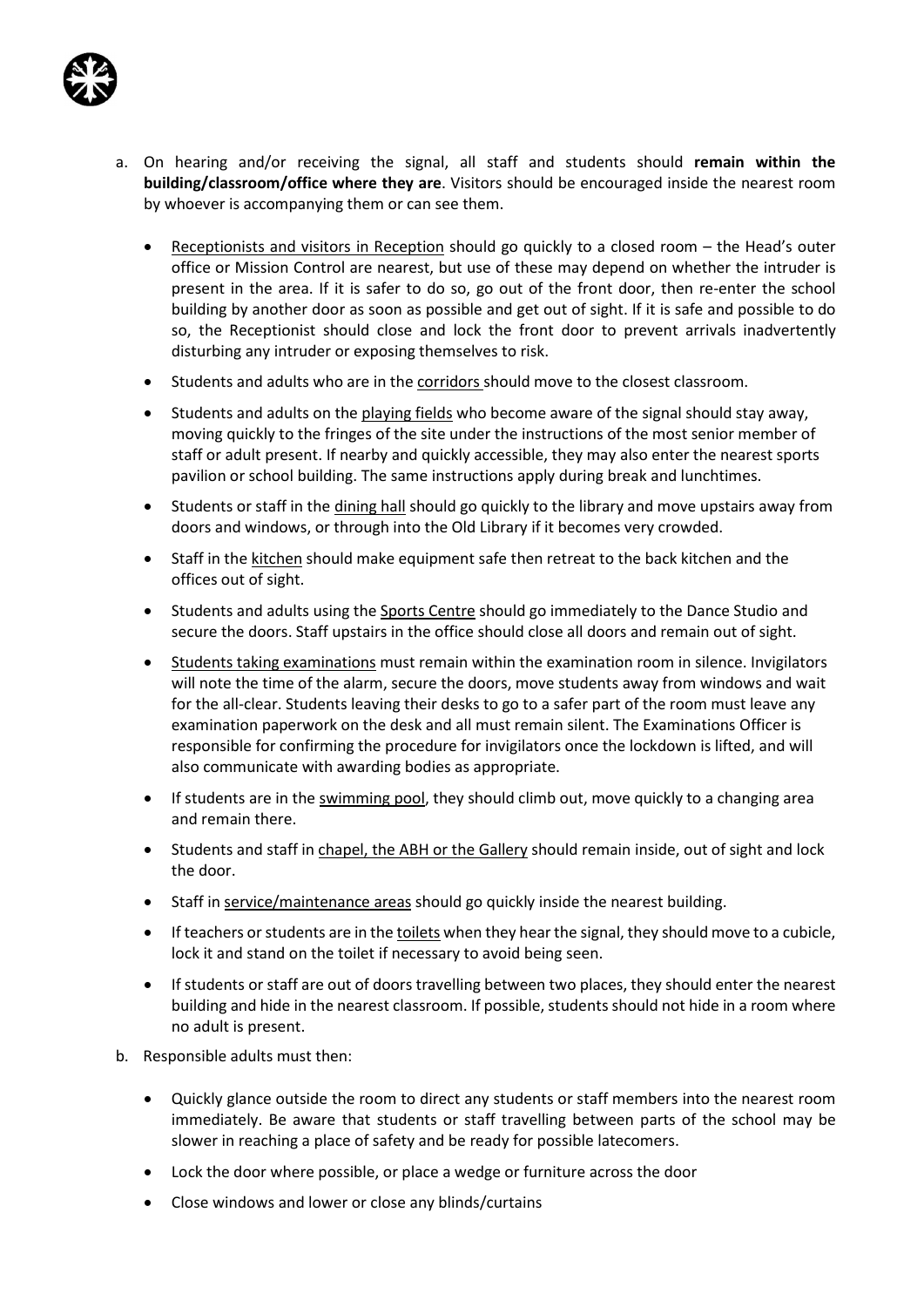a. On hearing and/or receiving the signal, all staff and students should **remain within the building/classroom/office where they are**. Visitors should be encouraged inside the nearest room by whoever is accompanying them or can see them.

   - Receptionists and visitors in Reception should go quickly to a closed room – the Head's outer office or Mission Control are nearest, but use of these may depend on whether the intruder is present in the area. If it is safer to do so, go out of the front door, then re-enter the school building by another door as soon as possible and get out of sight. If it is safe and possible to do so, the Receptionist should close and lock the front door to prevent arrivals inadvertently disturbing any intruder or exposing themselves to risk.
   - Students and adults who are in the corridors should move to the closest classroom.
   - Students and adults on the playing fields who become aware of the signal should stay away, moving quickly to the fringes of the site under the instructions of the most senior member of staff or adult present. If nearby and quickly accessible, they may also enter the nearest sports pavilion or school building. The same instructions apply during break and lunchtimes.
   - Students or staff in the dining hall should go quickly to the library and move upstairs away from doors and windows, or through into the Old Library if it becomes very crowded.
   - Staff in the kitchen should make equipment safe then retreat to the back kitchen and the offices out of sight.
   - Students and adults using the Sports Centre should go immediately to the Dance Studio and secure the doors. Staff upstairs in the office should close all doors and remain out of sight.
   - Students taking examinations must remain within the examination room in silence. Invigilators will note the time of the alarm, secure the doors, move students away from windows and wait for the all-clear. Students leaving their desks to go to a safer part of the room must leave any examination paperwork on the desk and all must remain silent. The Examinations Officer is responsible for confirming the procedure for invigilators once the lockdown is lifted, and will also communicate with awarding bodies as appropriate.
   - If students are in the swimming pool, they should climb out, move quickly to a changing area and remain there.
   - Students and staff in chapel, the ABH or the Gallery should remain inside, out of sight and lock the door.
   - Staff in service/maintenance areas should go quickly inside the nearest building.
   - If teachers or students are in the toilets when they hear the signal, they should move to a cubicle, lock it and stand on the toilet if necessary to avoid being seen.
   - If students or staff are out of doors travelling between two places, they should enter the nearest building and hide in the nearest classroom. If possible, students should not hide in a room where no adult is present.

b. Responsible adults must then:

   - Quickly glance outside the room to direct any students or staff members into the nearest room immediately. Be aware that students or staff travelling between parts of the school may be slower in reaching a place of safety and be ready for possible latecomers.
   - Lock the door where possible, or place a wedge or furniture across the door
   - Close windows and lower or close any blinds/curtains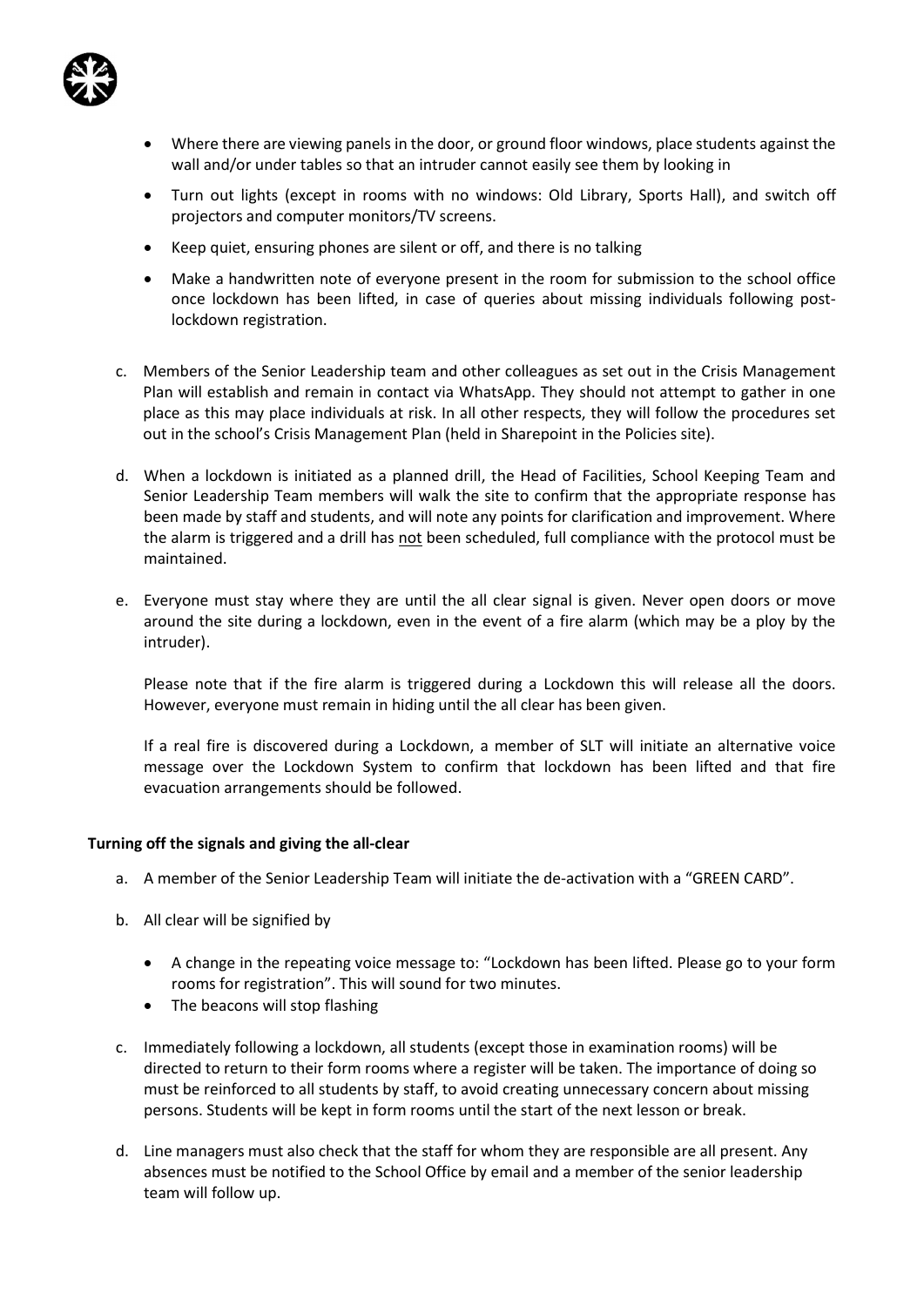- Where there are viewing panels in the door, or ground floor windows, place students against the wall and/or under tables so that an intruder cannot easily see them by looking in
- Turn out lights (except in rooms with no windows: Old Library, Sports Hall), and switch off projectors and computer monitors/TV screens.
- Keep quiet, ensuring phones are silent or off, and there is no talking
- Make a handwritten note of everyone present in the room for submission to the school office once lockdown has been lifted, in case of queries about missing individuals following post-lockdown registration.

c. Members of the Senior Leadership team and other colleagues as set out in the Crisis Management Plan will establish and remain in contact via WhatsApp. They should not attempt to gather in one place as this may place individuals at risk. In all other respects, they will follow the procedures set out in the school's Crisis Management Plan (held in Sharepoint in the Policies site).

d. When a lockdown is initiated as a planned drill, the Head of Facilities, School Keeping Team and Senior Leadership Team members will walk the site to confirm that the appropriate response has been made by staff and students, and will note any points for clarification and improvement. Where the alarm is triggered and a drill has not been scheduled, full compliance with the protocol must be maintained.

e. Everyone must stay where they are until the all clear signal is given. Never open doors or move around the site during a lockdown, even in the event of a fire alarm (which may be a ploy by the intruder).

   Please note that if the fire alarm is triggered during a Lockdown this will release all the doors. However, everyone must remain in hiding until the all clear has been given.

   If a real fire is discovered during a Lockdown, a member of SLT will initiate an alternative voice message over the Lockdown System to confirm that lockdown has been lifted and that fire evacuation arrangements should be followed.

**Turning off the signals and giving the all-clear**

a. A member of the Senior Leadership Team will initiate the de-activation with a "GREEN CARD".

b. All clear will be signified by
   - A change in the repeating voice message to: "Lockdown has been lifted. Please go to your form rooms for registration". This will sound for two minutes.
   - The beacons will stop flashing

c. Immediately following a lockdown, all students (except those in examination rooms) will be directed to return to their form rooms where a register will be taken. The importance of doing so must be reinforced to all students by staff, to avoid creating unnecessary concern about missing persons. Students will be kept in form rooms until the start of the next lesson or break.

d. Line managers must also check that the staff for whom they are responsible are all present. Any absences must be notified to the School Office by email and a member of the senior leadership team will follow up.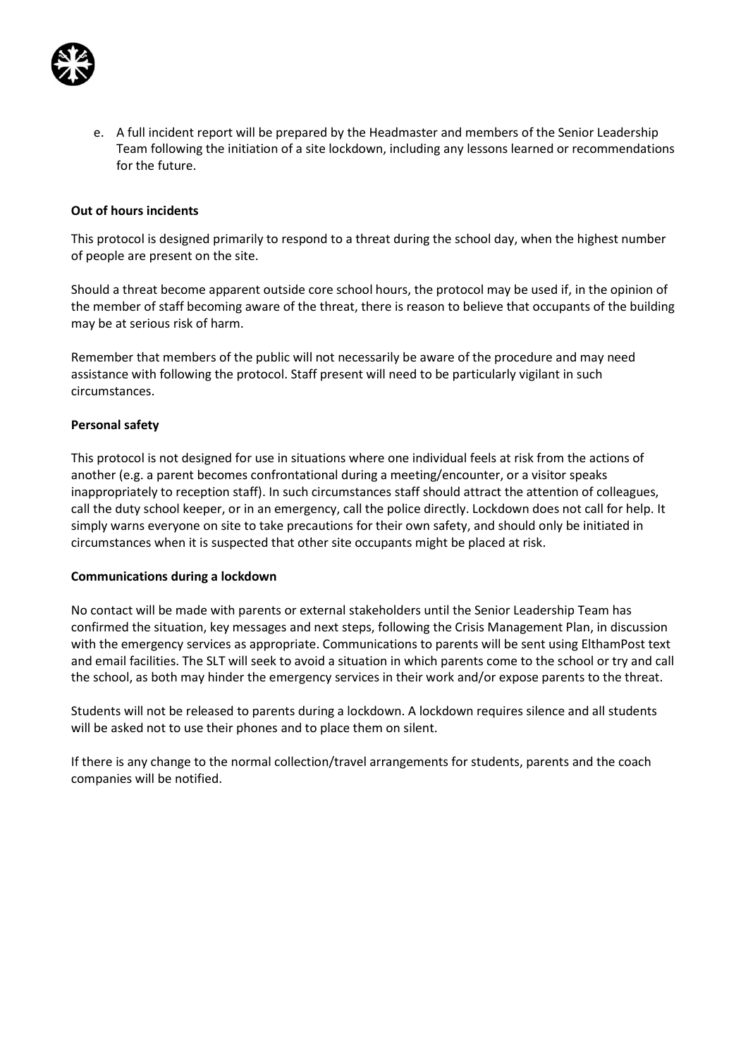e. A full incident report will be prepared by the Headmaster and members of the Senior Leadership Team following the initiation of a site lockdown, including any lessons learned or recommendations for the future.

**Out of hours incidents**

This protocol is designed primarily to respond to a threat during the school day, when the highest number of people are present on the site.

Should a threat become apparent outside core school hours, the protocol may be used if, in the opinion of the member of staff becoming aware of the threat, there is reason to believe that occupants of the building may be at serious risk of harm.

Remember that members of the public will not necessarily be aware of the procedure and may need assistance with following the protocol. Staff present will need to be particularly vigilant in such circumstances.

**Personal safety**

This protocol is not designed for use in situations where one individual feels at risk from the actions of another (e.g. a parent becomes confrontational during a meeting/encounter, or a visitor speaks inappropriately to reception staff). In such circumstances staff should attract the attention of colleagues, call the duty school keeper, or in an emergency, call the police directly. Lockdown does not call for help. It simply warns everyone on site to take precautions for their own safety, and should only be initiated in circumstances when it is suspected that other site occupants might be placed at risk.

**Communications during a lockdown**

No contact will be made with parents or external stakeholders until the Senior Leadership Team has confirmed the situation, key messages and next steps, following the Crisis Management Plan, in discussion with the emergency services as appropriate. Communications to parents will be sent using ElthamPost text and email facilities. The SLT will seek to avoid a situation in which parents come to the school or try and call the school, as both may hinder the emergency services in their work and/or expose parents to the threat.

Students will not be released to parents during a lockdown. A lockdown requires silence and all students will be asked not to use their phones and to place them on silent.

If there is any change to the normal collection/travel arrangements for students, parents and the coach companies will be notified.